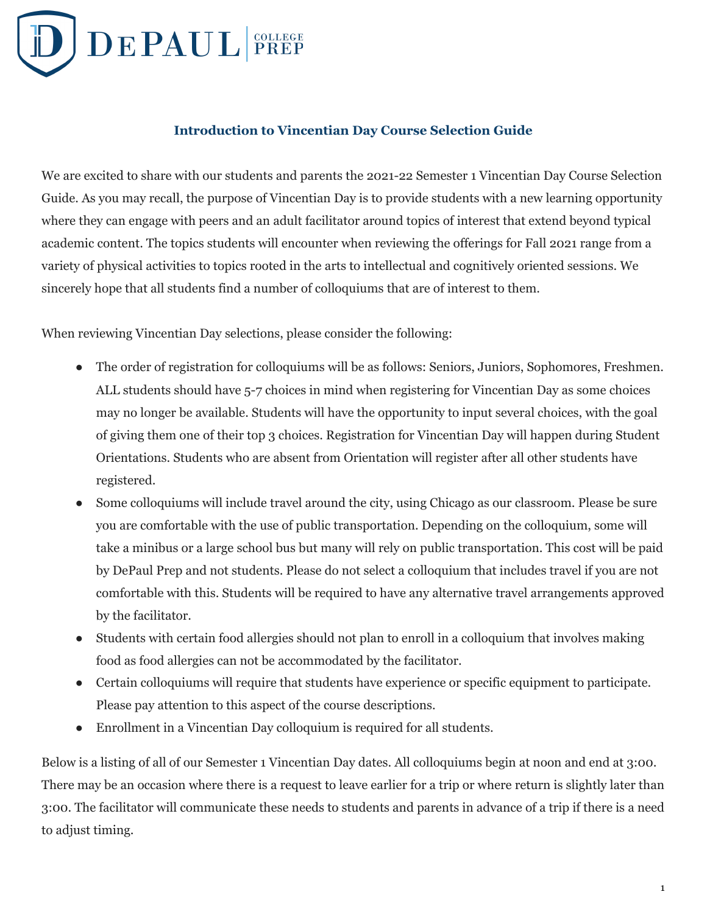DePaul College Prep

# Introduction to Vincentian Day Course Selection Guide

We are excited to share with our students and parents the 2021-22 Semester 1 Vincentian Day Course Selection Guide. As you may recall, the purpose of Vincentian Day is to provide students with a new learning opportunity where they can engage with peers and an adult facilitator around topics of interest that extend beyond typical academic content. The topics students will encounter when reviewing the offerings for Fall 2021 range from a variety of physical activities to topics rooted in the arts to intellectual and cognitively oriented sessions. We sincerely hope that all students find a number of colloquiums that are of interest to them.

When reviewing Vincentian Day selections, please consider the following:

- The order of registration for colloquiums will be as follows: Seniors, Juniors, Sophomores, Freshmen. ALL students should have 5-7 choices in mind when registering for Vincentian Day as some choices may no longer be available. Students will have the opportunity to input several choices, with the goal of giving them one of their top 3 choices. Registration for Vincentian Day will happen during Student Orientations. Students who are absent from Orientation will register after all other students have registered.
- Some colloquiums will include travel around the city, using Chicago as our classroom. Please be sure you are comfortable with the use of public transportation. Depending on the colloquium, some will take a minibus or a large school bus but many will rely on public transportation. This cost will be paid by DePaul Prep and not students. Please do not select a colloquium that includes travel if you are not comfortable with this. Students will be required to have any alternative travel arrangements approved by the facilitator.
- Students with certain food allergies should not plan to enroll in a colloquium that involves making food as food allergies can not be accommodated by the facilitator.
- Certain colloquiums will require that students have experience or specific equipment to participate. Please pay attention to this aspect of the course descriptions.
- Enrollment in a Vincentian Day colloquium is required for all students.

Below is a listing of all of our Semester 1 Vincentian Day dates. All colloquiums begin at noon and end at 3:00. There may be an occasion where there is a request to leave earlier for a trip or where return is slightly later than 3:00. The facilitator will communicate these needs to students and parents in advance of a trip if there is a need to adjust timing.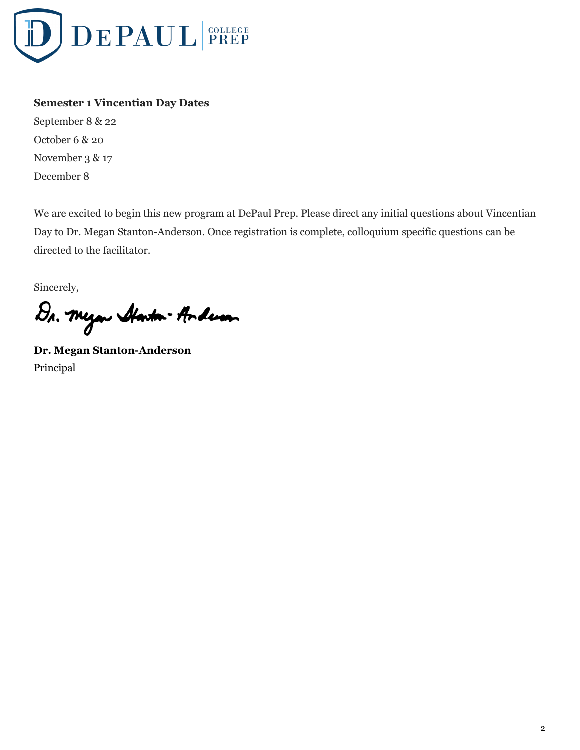**Semester 1 Vincentian Day Dates**

September 8 & 22

October 6 & 20

November 3 & 17

December 8

We are excited to begin this new program at DePaul Prep. Please direct any initial questions about Vincentian Day to Dr. Megan Stanton-Anderson. Once registration is complete, colloquium specific questions can be directed to the facilitator.

Sincerely,

Dr. Megan Stanton-Anderson

**Dr. Megan Stanton-Anderson**

Principal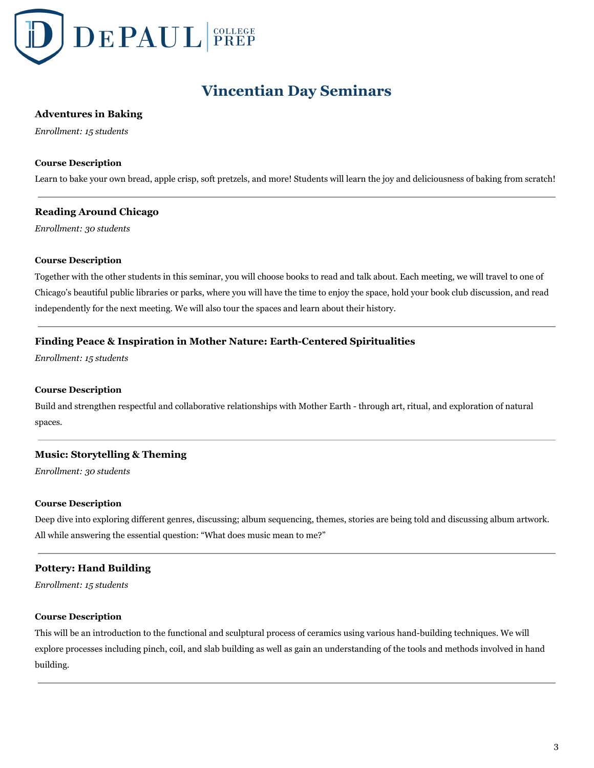# Vincentian Day Seminars

### Adventures in Baking

*Enrollment: 15 students*

**Course Description**

Learn to bake your own bread, apple crisp, soft pretzels, and more! Students will learn the joy and deliciousness of baking from scratch!

---

### Reading Around Chicago

*Enrollment: 30 students*

**Course Description**

Together with the other students in this seminar, you will choose books to read and talk about. Each meeting, we will travel to one of Chicago's beautiful public libraries or parks, where you will have the time to enjoy the space, hold your book club discussion, and read independently for the next meeting. We will also tour the spaces and learn about their history.

---

### Finding Peace & Inspiration in Mother Nature: Earth-Centered Spiritualities

*Enrollment: 15 students*

**Course Description**

Build and strengthen respectful and collaborative relationships with Mother Earth - through art, ritual, and exploration of natural spaces.

---

### Music: Storytelling & Theming

*Enrollment: 30 students*

**Course Description**

Deep dive into exploring different genres, discussing; album sequencing, themes, stories are being told and discussing album artwork. All while answering the essential question: "What does music mean to me?"

---

### Pottery: Hand Building

*Enrollment: 15 students*

**Course Description**

This will be an introduction to the functional and sculptural process of ceramics using various hand-building techniques. We will explore processes including pinch, coil, and slab building as well as gain an understanding of the tools and methods involved in hand building.

---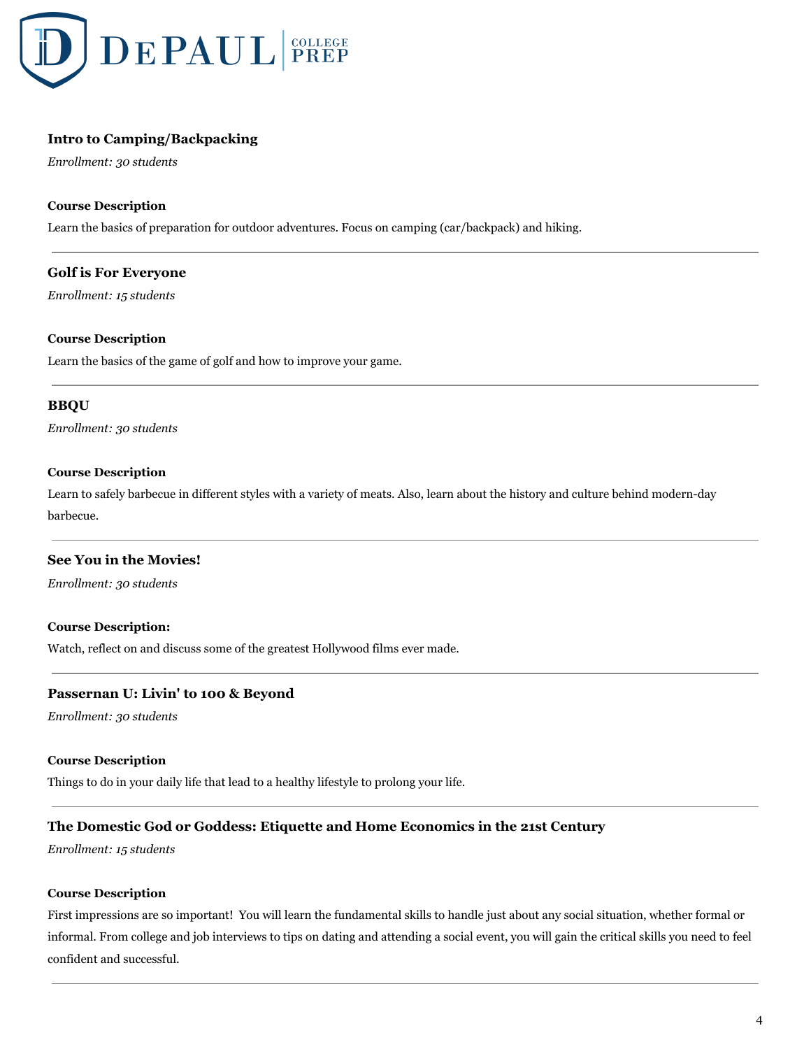### Intro to Camping/Backpacking

*Enrollment: 30 students*

**Course Description**

Learn the basics of preparation for outdoor adventures. Focus on camping (car/backpack) and hiking.

---

### Golf is For Everyone

*Enrollment: 15 students*

**Course Description**

Learn the basics of the game of golf and how to improve your game.

---

### BBQU

*Enrollment: 30 students*

**Course Description**

Learn to safely barbecue in different styles with a variety of meats. Also, learn about the history and culture behind modern-day barbecue.

---

### See You in the Movies!

*Enrollment: 30 students*

**Course Description:**

Watch, reflect on and discuss some of the greatest Hollywood films ever made.

---

### Passernan U: Livin' to 100 & Beyond

*Enrollment: 30 students*

**Course Description**

Things to do in your daily life that lead to a healthy lifestyle to prolong your life.

---

### The Domestic God or Goddess: Etiquette and Home Economics in the 21st Century

*Enrollment: 15 students*

**Course Description**

First impressions are so important! You will learn the fundamental skills to handle just about any social situation, whether formal or informal. From college and job interviews to tips on dating and attending a social event, you will gain the critical skills you need to feel confident and successful.

---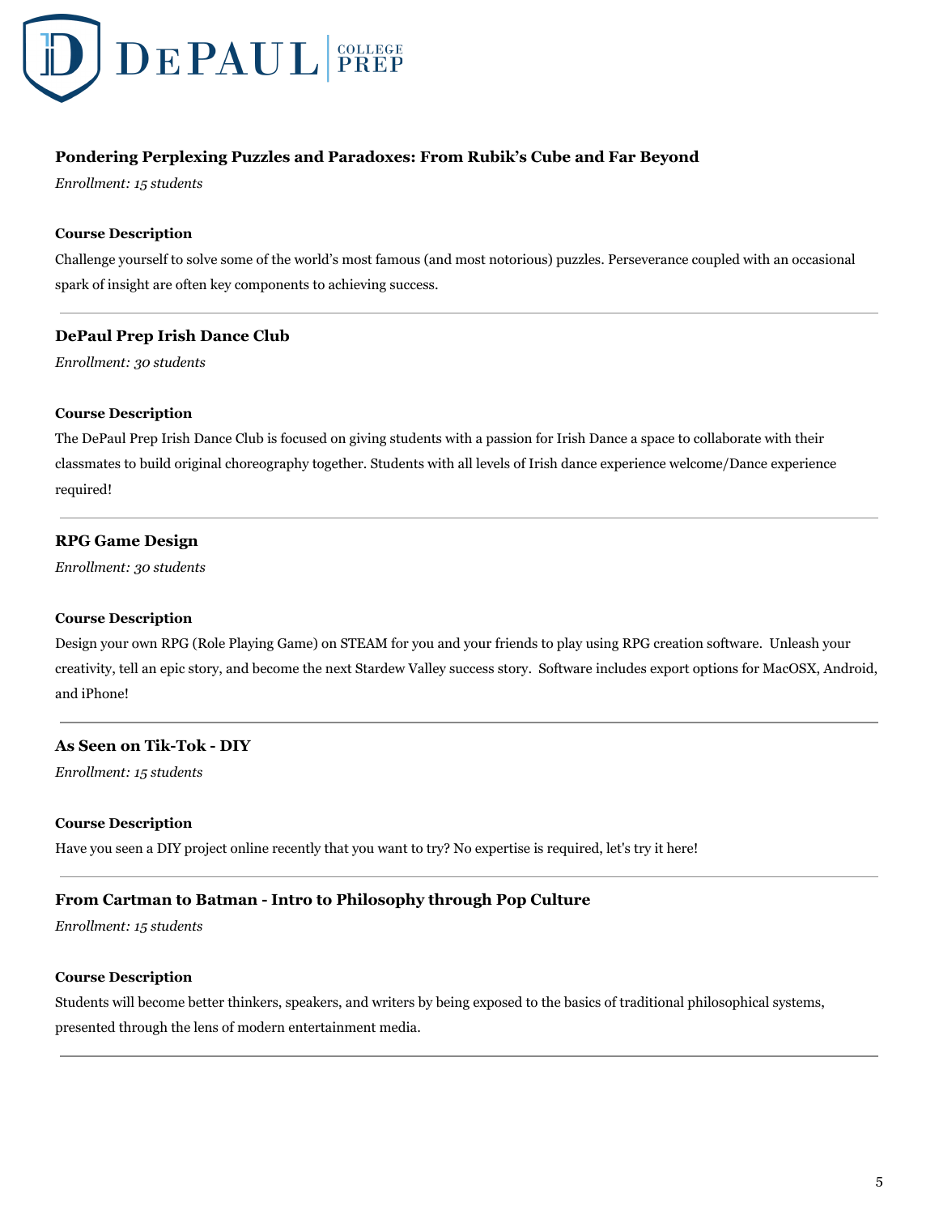### Pondering Perplexing Puzzles and Paradoxes: From Rubik's Cube and Far Beyond

*Enrollment: 15 students*

#### Course Description

Challenge yourself to solve some of the world's most famous (and most notorious) puzzles. Perseverance coupled with an occasional spark of insight are often key components to achieving success.

---

### DePaul Prep Irish Dance Club

*Enrollment: 30 students*

#### Course Description

The DePaul Prep Irish Dance Club is focused on giving students with a passion for Irish Dance a space to collaborate with their classmates to build original choreography together. Students with all levels of Irish dance experience welcome/Dance experience required!

---

### RPG Game Design

*Enrollment: 30 students*

#### Course Description

Design your own RPG (Role Playing Game) on STEAM for you and your friends to play using RPG creation software. Unleash your creativity, tell an epic story, and become the next Stardew Valley success story. Software includes export options for MacOSX, Android, and iPhone!

---

### As Seen on Tik-Tok - DIY

*Enrollment: 15 students*

#### Course Description

Have you seen a DIY project online recently that you want to try? No expertise is required, let's try it here!

---

### From Cartman to Batman - Intro to Philosophy through Pop Culture

*Enrollment: 15 students*

#### Course Description

Students will become better thinkers, speakers, and writers by being exposed to the basics of traditional philosophical systems, presented through the lens of modern entertainment media.

---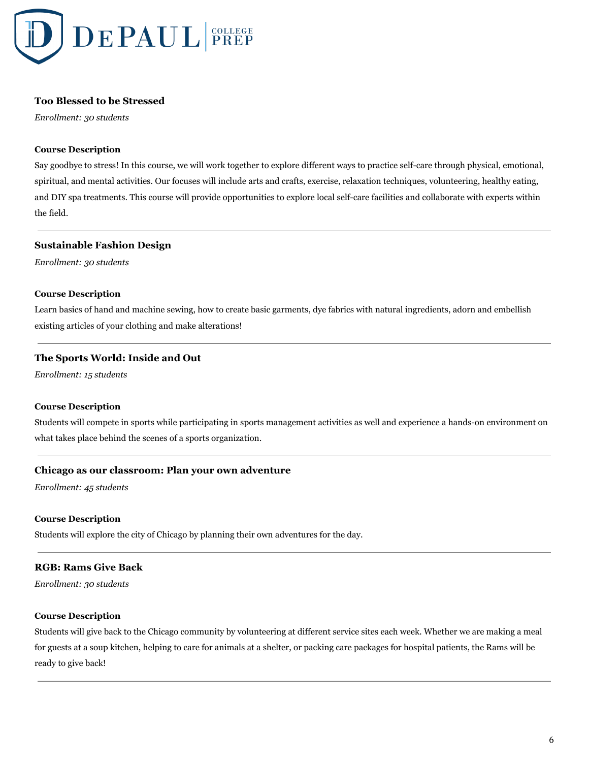### Too Blessed to be Stressed

*Enrollment: 30 students*

**Course Description**

Say goodbye to stress! In this course, we will work together to explore different ways to practice self-care through physical, emotional, spiritual, and mental activities. Our focuses will include arts and crafts, exercise, relaxation techniques, volunteering, healthy eating, and DIY spa treatments. This course will provide opportunities to explore local self-care facilities and collaborate with experts within the field.

---

### Sustainable Fashion Design

*Enrollment: 30 students*

**Course Description**

Learn basics of hand and machine sewing, how to create basic garments, dye fabrics with natural ingredients, adorn and embellish existing articles of your clothing and make alterations!

---

### The Sports World: Inside and Out

*Enrollment: 15 students*

**Course Description**

Students will compete in sports while participating in sports management activities as well and experience a hands-on environment on what takes place behind the scenes of a sports organization.

---

### Chicago as our classroom: Plan your own adventure

*Enrollment: 45 students*

**Course Description**

Students will explore the city of Chicago by planning their own adventures for the day.

---

### RGB: Rams Give Back

*Enrollment: 30 students*

**Course Description**

Students will give back to the Chicago community by volunteering at different service sites each week. Whether we are making a meal for guests at a soup kitchen, helping to care for animals at a shelter, or packing care packages for hospital patients, the Rams will be ready to give back!

---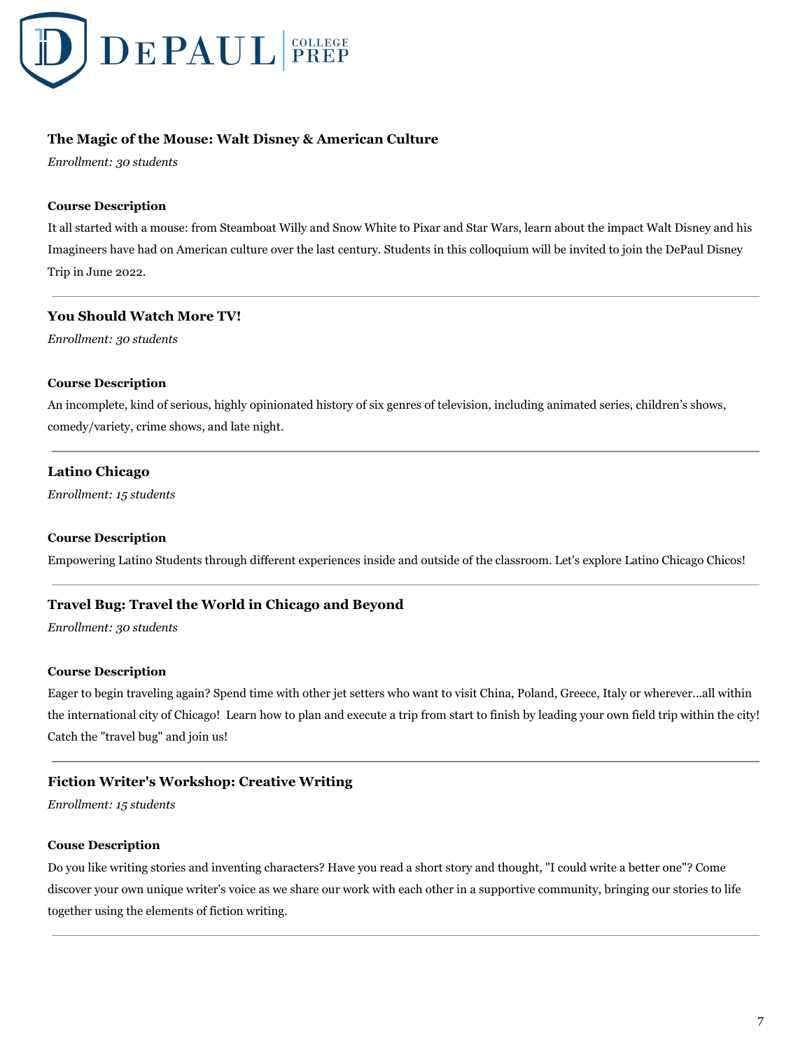### The Magic of the Mouse: Walt Disney & American Culture

*Enrollment: 30 students*

**Course Description**

It all started with a mouse: from Steamboat Willy and Snow White to Pixar and Star Wars, learn about the impact Walt Disney and his Imagineers have had on American culture over the last century. Students in this colloquium will be invited to join the DePaul Disney Trip in June 2022.

---

### You Should Watch More TV!

*Enrollment: 30 students*

**Course Description**

An incomplete, kind of serious, highly opinionated history of six genres of television, including animated series, children's shows, comedy/variety, crime shows, and late night.

---

### Latino Chicago

*Enrollment: 15 students*

**Course Description**

Empowering Latino Students through different experiences inside and outside of the classroom. Let's explore Latino Chicago Chicos!

---

### Travel Bug: Travel the World in Chicago and Beyond

*Enrollment: 30 students*

**Course Description**

Eager to begin traveling again? Spend time with other jet setters who want to visit China, Poland, Greece, Italy or wherever...all within the international city of Chicago! Learn how to plan and execute a trip from start to finish by leading your own field trip within the city! Catch the "travel bug" and join us!

---

### Fiction Writer's Workshop: Creative Writing

*Enrollment: 15 students*

**Couse Description**

Do you like writing stories and inventing characters? Have you read a short story and thought, "I could write a better one"? Come discover your own unique writer's voice as we share our work with each other in a supportive community, bringing our stories to life together using the elements of fiction writing.

---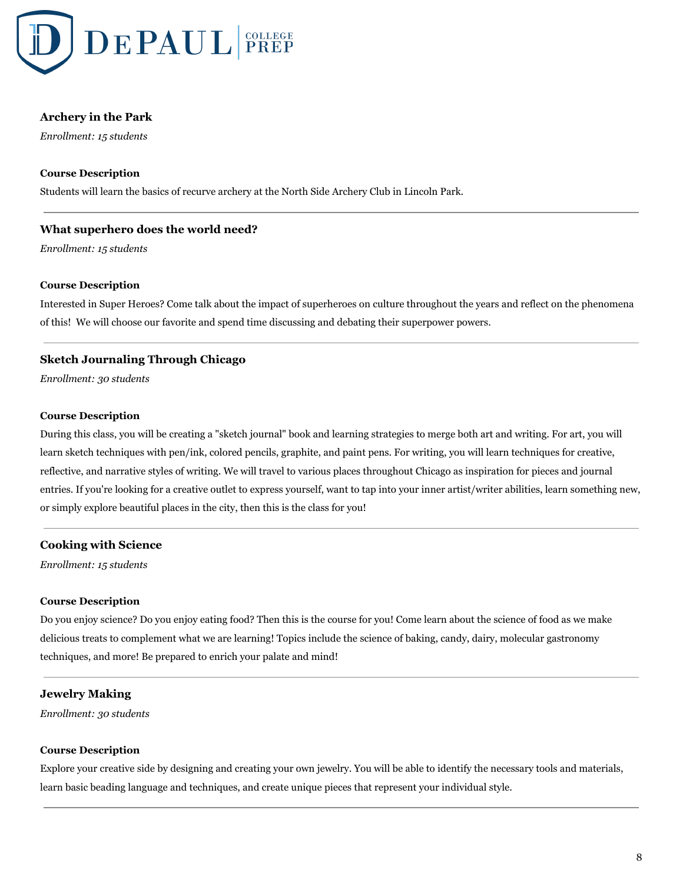### Archery in the Park

*Enrollment: 15 students*

**Course Description**

Students will learn the basics of recurve archery at the North Side Archery Club in Lincoln Park.

---

### What superhero does the world need?

*Enrollment: 15 students*

**Course Description**

Interested in Super Heroes? Come talk about the impact of superheroes on culture throughout the years and reflect on the phenomena of this! We will choose our favorite and spend time discussing and debating their superpower powers.

---

### Sketch Journaling Through Chicago

*Enrollment: 30 students*

**Course Description**

During this class, you will be creating a "sketch journal" book and learning strategies to merge both art and writing. For art, you will learn sketch techniques with pen/ink, colored pencils, graphite, and paint pens. For writing, you will learn techniques for creative, reflective, and narrative styles of writing. We will travel to various places throughout Chicago as inspiration for pieces and journal entries. If you're looking for a creative outlet to express yourself, want to tap into your inner artist/writer abilities, learn something new, or simply explore beautiful places in the city, then this is the class for you!

---

### Cooking with Science

*Enrollment: 15 students*

**Course Description**

Do you enjoy science? Do you enjoy eating food? Then this is the course for you! Come learn about the science of food as we make delicious treats to complement what we are learning! Topics include the science of baking, candy, dairy, molecular gastronomy techniques, and more! Be prepared to enrich your palate and mind!

---

### Jewelry Making

*Enrollment: 30 students*

**Course Description**

Explore your creative side by designing and creating your own jewelry. You will be able to identify the necessary tools and materials, learn basic beading language and techniques, and create unique pieces that represent your individual style.

---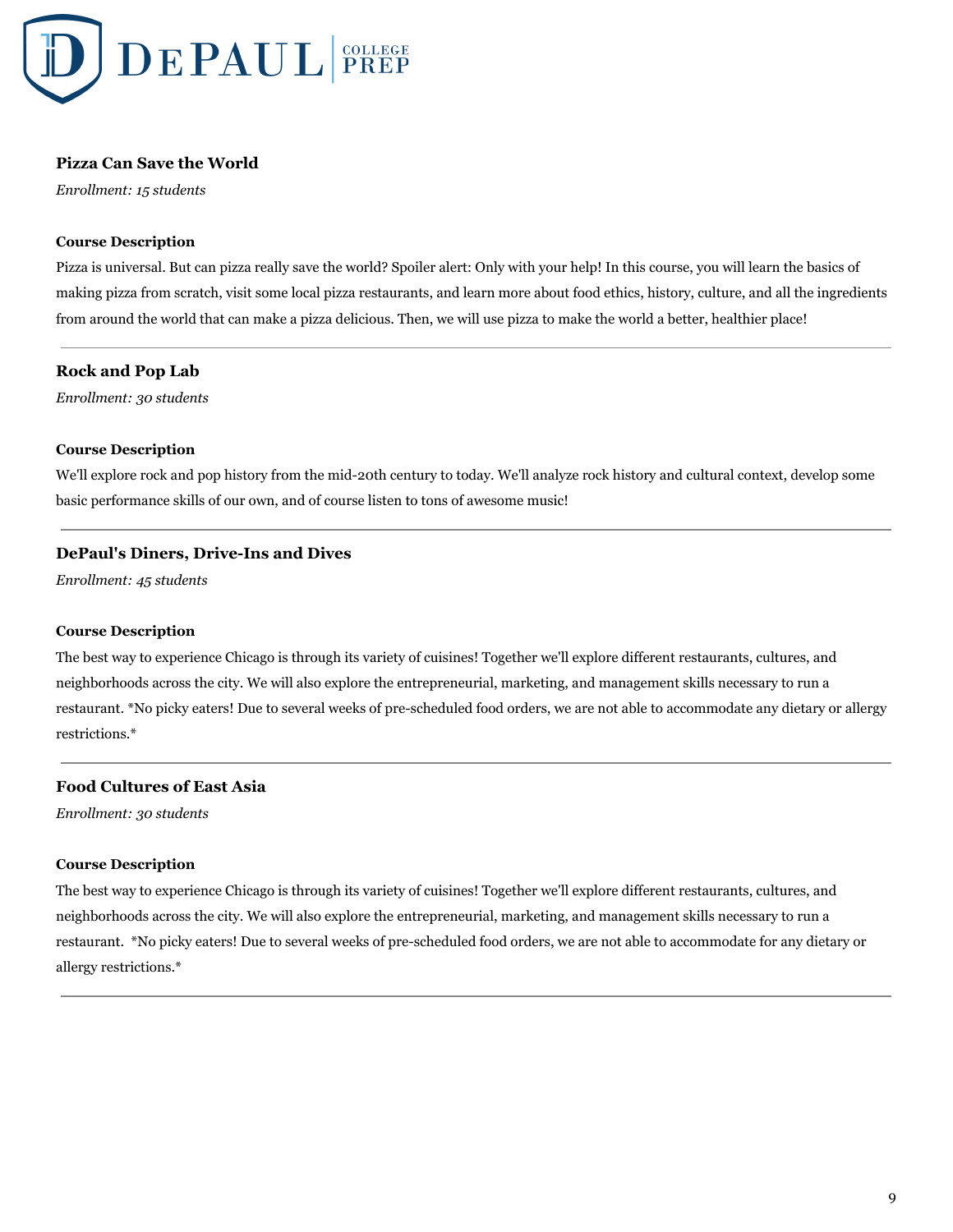### Pizza Can Save the World

*Enrollment: 15 students*

#### Course Description

Pizza is universal. But can pizza really save the world? Spoiler alert: Only with your help! In this course, you will learn the basics of making pizza from scratch, visit some local pizza restaurants, and learn more about food ethics, history, culture, and all the ingredients from around the world that can make a pizza delicious. Then, we will use pizza to make the world a better, healthier place!

---

### Rock and Pop Lab

*Enrollment: 30 students*

#### Course Description

We'll explore rock and pop history from the mid-20th century to today. We'll analyze rock history and cultural context, develop some basic performance skills of our own, and of course listen to tons of awesome music!

---

### DePaul's Diners, Drive-Ins and Dives

*Enrollment: 45 students*

#### Course Description

The best way to experience Chicago is through its variety of cuisines! Together we'll explore different restaurants, cultures, and neighborhoods across the city. We will also explore the entrepreneurial, marketing, and management skills necessary to run a restaurant. *No picky eaters! Due to several weeks of pre-scheduled food orders, we are not able to accommodate any dietary or allergy restrictions.*

---

### Food Cultures of East Asia

*Enrollment: 30 students*

#### Course Description

The best way to experience Chicago is through its variety of cuisines! Together we'll explore different restaurants, cultures, and neighborhoods across the city. We will also explore the entrepreneurial, marketing, and management skills necessary to run a restaurant. *No picky eaters! Due to several weeks of pre-scheduled food orders, we are not able to accommodate for any dietary or allergy restrictions.*

---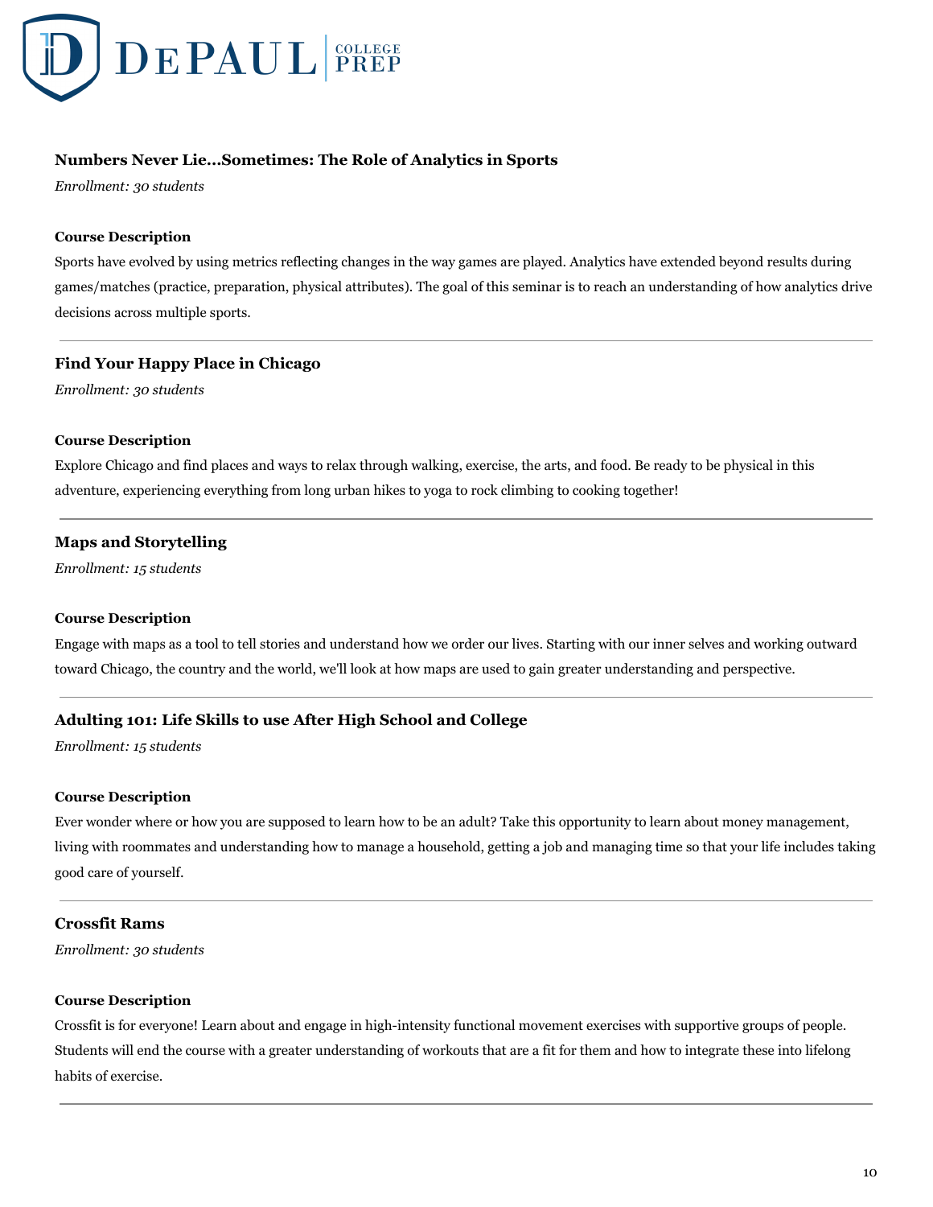### Numbers Never Lie...Sometimes: The Role of Analytics in Sports

*Enrollment: 30 students*

**Course Description**

Sports have evolved by using metrics reflecting changes in the way games are played. Analytics have extended beyond results during games/matches (practice, preparation, physical attributes). The goal of this seminar is to reach an understanding of how analytics drive decisions across multiple sports.

---

### Find Your Happy Place in Chicago

*Enrollment: 30 students*

**Course Description**

Explore Chicago and find places and ways to relax through walking, exercise, the arts, and food. Be ready to be physical in this adventure, experiencing everything from long urban hikes to yoga to rock climbing to cooking together!

---

### Maps and Storytelling

*Enrollment: 15 students*

**Course Description**

Engage with maps as a tool to tell stories and understand how we order our lives. Starting with our inner selves and working outward toward Chicago, the country and the world, we'll look at how maps are used to gain greater understanding and perspective.

---

### Adulting 101: Life Skills to use After High School and College

*Enrollment: 15 students*

**Course Description**

Ever wonder where or how you are supposed to learn how to be an adult? Take this opportunity to learn about money management, living with roommates and understanding how to manage a household, getting a job and managing time so that your life includes taking good care of yourself.

---

### Crossfit Rams

*Enrollment: 30 students*

**Course Description**

Crossfit is for everyone! Learn about and engage in high-intensity functional movement exercises with supportive groups of people. Students will end the course with a greater understanding of workouts that are a fit for them and how to integrate these into lifelong habits of exercise.

---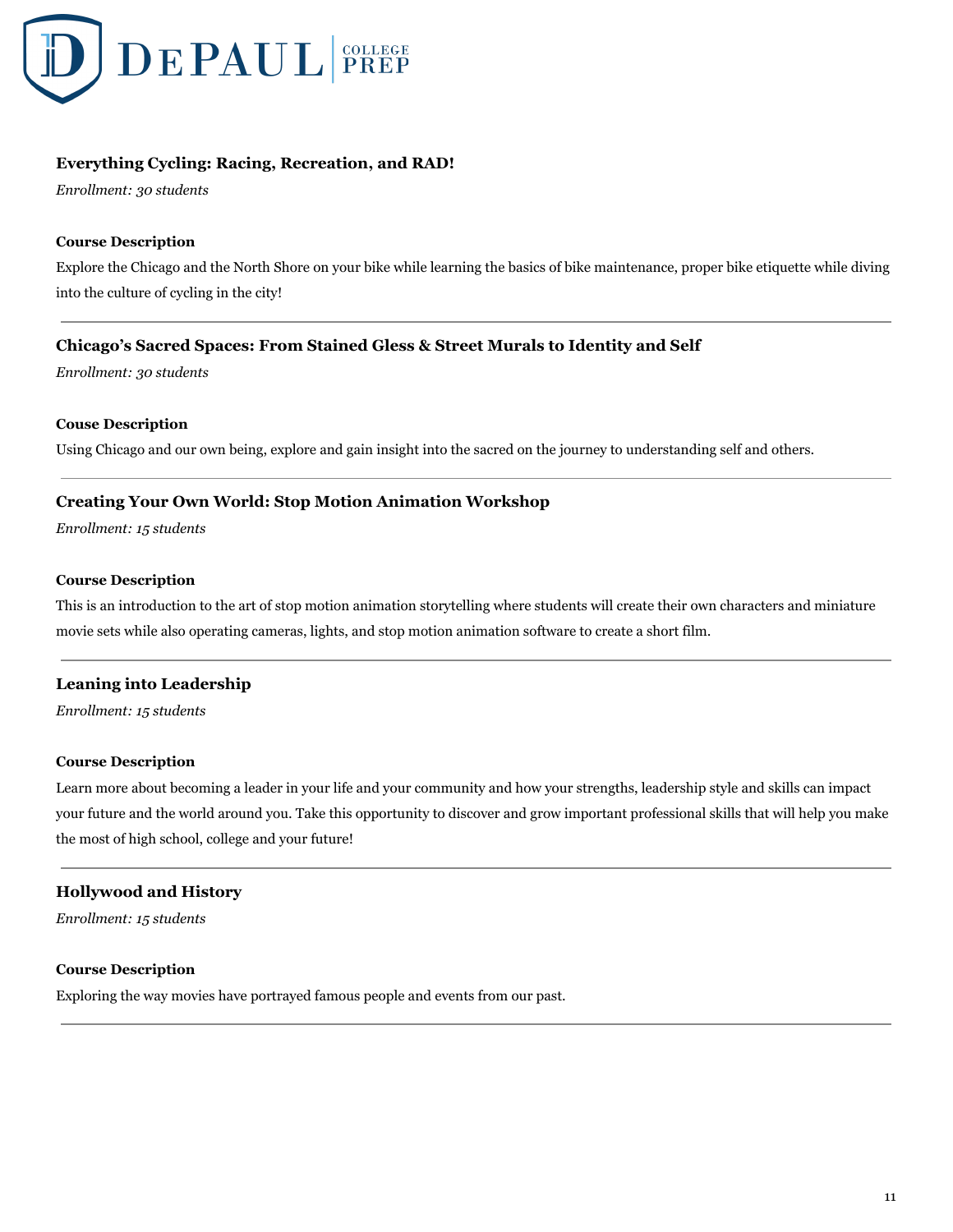### Everything Cycling: Racing, Recreation, and RAD!

*Enrollment: 30 students*

**Course Description**

Explore the Chicago and the North Shore on your bike while learning the basics of bike maintenance, proper bike etiquette while diving into the culture of cycling in the city!

---

### Chicago's Sacred Spaces: From Stained Gless & Street Murals to Identity and Self

*Enrollment: 30 students*

**Couse Description**

Using Chicago and our own being, explore and gain insight into the sacred on the journey to understanding self and others.

---

### Creating Your Own World: Stop Motion Animation Workshop

*Enrollment: 15 students*

**Course Description**

This is an introduction to the art of stop motion animation storytelling where students will create their own characters and miniature movie sets while also operating cameras, lights, and stop motion animation software to create a short film.

---

### Leaning into Leadership

*Enrollment: 15 students*

**Course Description**

Learn more about becoming a leader in your life and your community and how your strengths, leadership style and skills can impact your future and the world around you. Take this opportunity to discover and grow important professional skills that will help you make the most of high school, college and your future!

---

### Hollywood and History

*Enrollment: 15 students*

**Course Description**

Exploring the way movies have portrayed famous people and events from our past.

---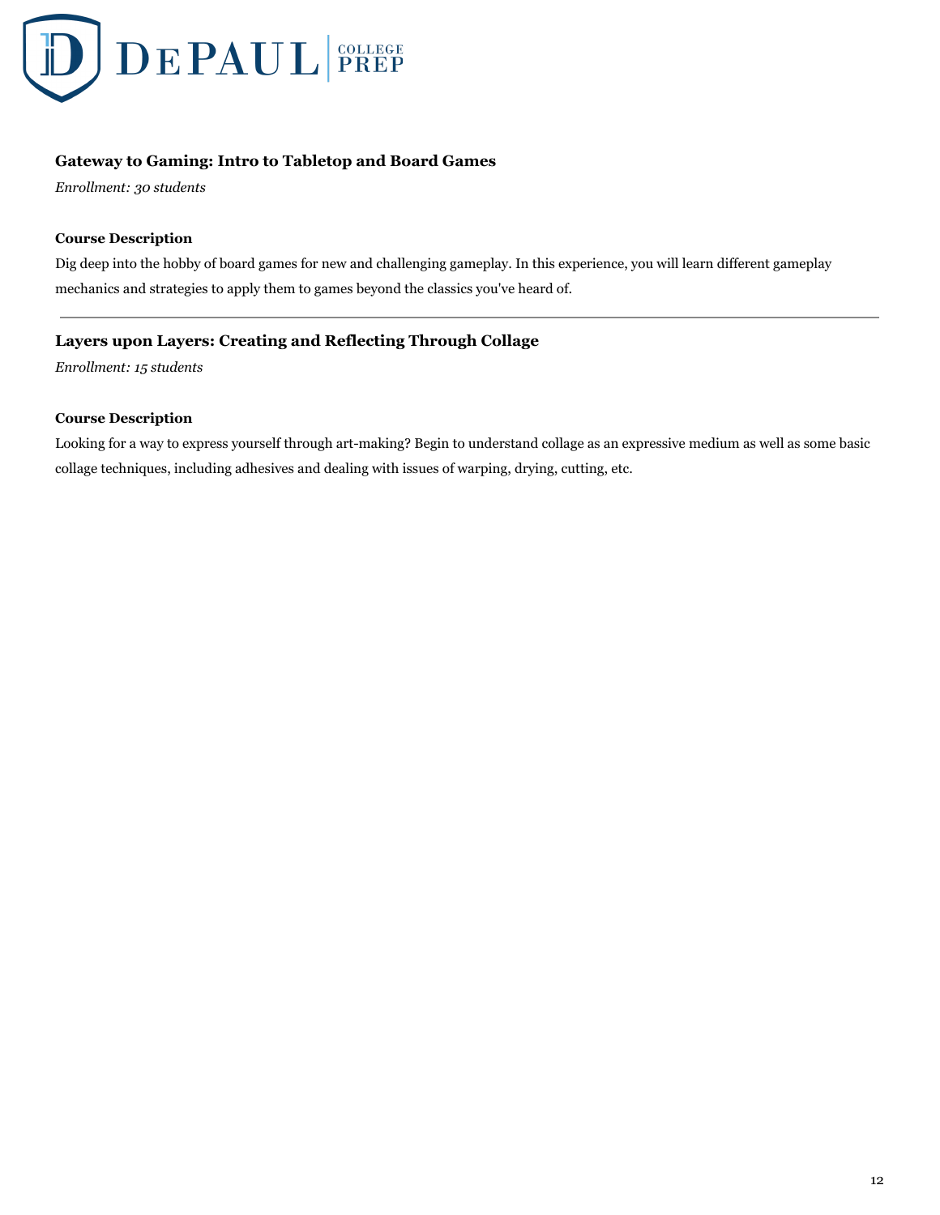### Gateway to Gaming: Intro to Tabletop and Board Games

*Enrollment: 30 students*

**Course Description**

Dig deep into the hobby of board games for new and challenging gameplay. In this experience, you will learn different gameplay mechanics and strategies to apply them to games beyond the classics you've heard of.

---

### Layers upon Layers: Creating and Reflecting Through Collage

*Enrollment: 15 students*

**Course Description**

Looking for a way to express yourself through art-making? Begin to understand collage as an expressive medium as well as some basic collage techniques, including adhesives and dealing with issues of warping, drying, cutting, etc.